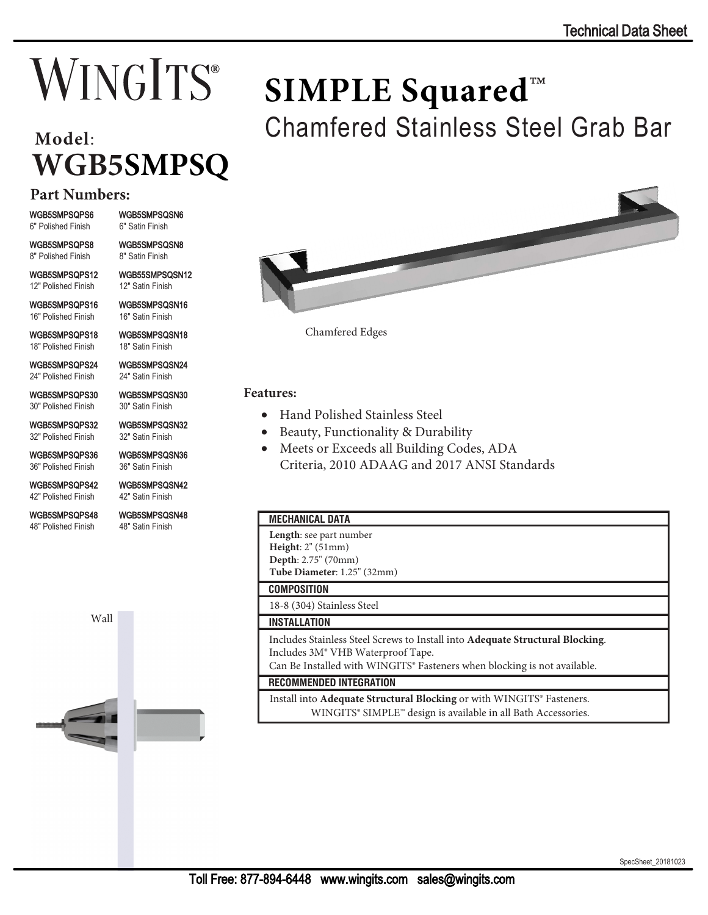Technical Data Sheet

# WINGITS®

## Model: WGB5SMPSQ

# SIMPLE Squared™

## Chamfered Stainless Steel Grab Bar

### Part Numbers:

| Polished Finish | Satin Finish |
|---|---|
| WGB5SMPSQPS6<br>6" Polished Finish | WGB5SMPSQSN6<br>6" Satin Finish |
| WGB5SMPSQPS8<br>8" Polished Finish | WGB5SMPSQSN8<br>8" Satin Finish |
| WGB5SMPSQPS12<br>12" Polished Finish | WGB55SMPSQSN12<br>12" Satin Finish |
| WGB5SMPSQPS16<br>16" Polished Finish | WGB5SMPSQSN16<br>16" Satin Finish |
| WGB5SMPSQPS18<br>18" Polished Finish | WGB5SMPSQSN18<br>18" Satin Finish |
| WGB5SMPSQPS24<br>24" Polished Finish | WGB5SMPSQSN24<br>24" Satin Finish |
| WGB5SMPSQPS30<br>30" Polished Finish | WGB5SMPSQSN30<br>30" Satin Finish |
| WGB5SMPSQPS32<br>32" Polished Finish | WGB5SMPSQSN32<br>32" Satin Finish |
| WGB5SMPSQPS36<br>36" Polished Finish | WGB5SMPSQSN36<br>36" Satin Finish |
| WGB5SMPSQPS42<br>42" Polished Finish | WGB5SMPSQSN42<br>42" Satin Finish |
| WGB5SMPSQPS48<br>48" Polished Finish | WGB5SMPSQSN48<br>48" Satin Finish |

Chamfered Edges

Wall

### Features:

- Hand Polished Stainless Steel
- Beauty, Functionality & Durability
- Meets or Exceeds all Building Codes, ADA Criteria, 2010 ADAAG and 2017 ANSI Standards

| MECHANICAL DATA |
|---|
| **Length**: see part number<br>**Height**: 2" (51mm)<br>**Depth**: 2.75" (70mm)<br>**Tube Diameter**: 1.25" (32mm) |
| **COMPOSITION** |
| 18-8 (304) Stainless Steel |
| **INSTALLATION** |
| Includes Stainless Steel Screws to Install into **Adequate Structural Blocking**.<br>Includes 3M® VHB Waterproof Tape.<br>Can Be Installed with WINGITS® Fasteners when blocking is not available. |
| **RECOMMENDED INTEGRATION** |
| Install into **Adequate Structural Blocking** or with WINGITS® Fasteners.<br>WINGITS® SIMPLE™ design is available in all Bath Accessories. |

SpecSheet_20181023

Toll Free: 877-894-6448 www.wingits.com sales@wingits.com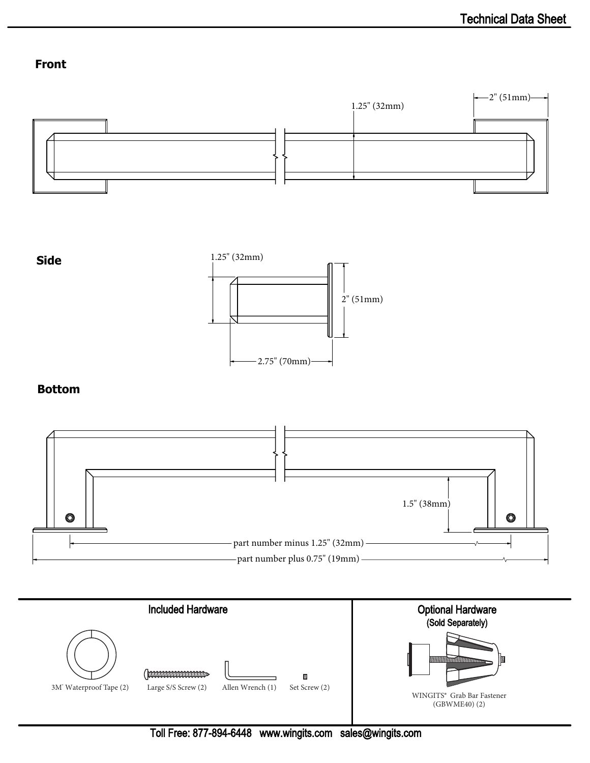## Technical Data Sheet

**Front**

1.25" (32mm)

2" (51mm)

**Side**

1.25" (32mm)

2" (51mm)

2.75" (70mm)

**Bottom**

1.5" (38mm)

part number minus 1.25" (32mm)

part number plus 0.75" (19mm)

### Included Hardware

3M Waterproof Tape (2)

Large S/S Screw (2)

Allen Wrench (1)

Set Screw (2)

### Optional Hardware
(Sold Separately)

WINGITS® Grab Bar Fastener (GBWME40) (2)

Toll Free: 877-894-6448 www.wingits.com sales@wingits.com